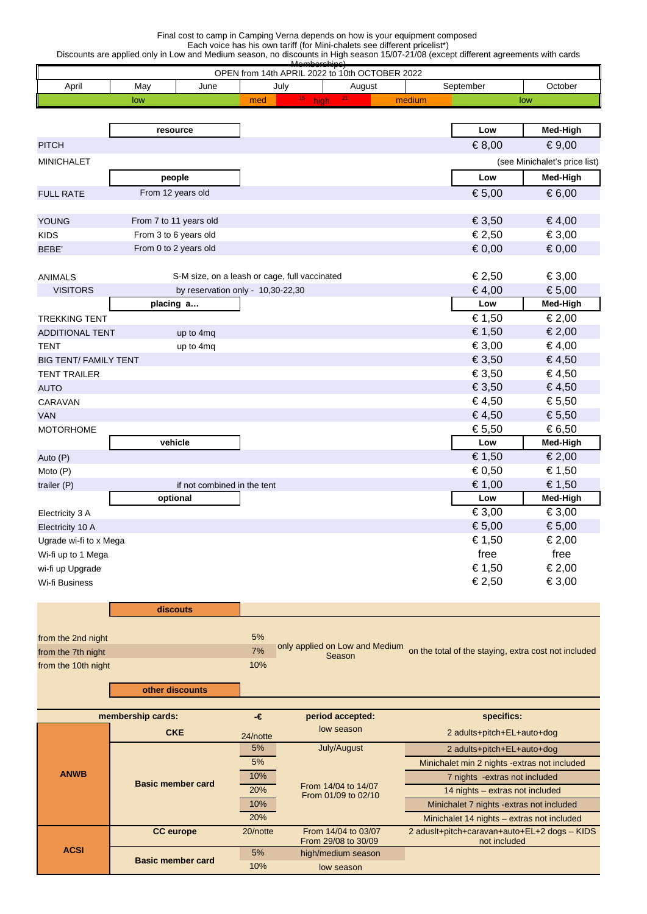Final cost to camp in Camping Verna depends on how is your equipment composed
Each voice has his own tariff (for Mini-chalets see different pricelist*)
Discounts are applied only in Low and Medium season, no discounts in High season 15/07-21/08 (except different agreements with cards Memberships)

**OPEN from 14th APRIL 2022 to 10th OCTOBER 2022**

| April | May | June | July | | August | | September | October |
|---|---|---|---|---|---|---|---|---|
| | low | | med | 15 high | 21 | medium | low | |

| resource | | Low | Med-High |
|---|---|---|---|
| PITCH | | € 8,00 | € 9,00 |
| MINICHALET | | (see Minichalet's price list) | |
| **people** | | **Low** | **Med-High** |
| FULL RATE | From 12 years old | € 5,00 | € 6,00 |
| YOUNG | From 7 to 11 years old | € 3,50 | € 4,00 |
| KIDS | From 3 to 6 years old | € 2,50 | € 3,00 |
| BEBE' | From 0 to 2 years old | € 0,00 | € 0,00 |
| ANIMALS | S-M size, on a leash or cage, full vaccinated | € 2,50 | € 3,00 |
| VISITORS | by reservation only - 10,30-22,30 | € 4,00 | € 5,00 |
| **placing a…** | | **Low** | **Med-High** |
| TREKKING TENT | | € 1,50 | € 2,00 |
| ADDITIONAL TENT | up to 4mq | € 1,50 | € 2,00 |
| TENT | up to 4mq | € 3,00 | € 4,00 |
| BIG TENT/ FAMILY TENT | | € 3,50 | € 4,50 |
| TENT TRAILER | | € 3,50 | € 4,50 |
| AUTO | | € 3,50 | € 4,50 |
| CARAVAN | | € 4,50 | € 5,50 |
| VAN | | € 4,50 | € 5,50 |
| MOTORHOME | | € 5,50 | € 6,50 |
| **vehicle** | | **Low** | **Med-High** |
| Auto (P) | | € 1,50 | € 2,00 |
| Moto (P) | | € 0,50 | € 1,50 |
| trailer (P) | if not combined in the tent | € 1,00 | € 1,50 |
| **optional** | | **Low** | **Med-High** |
| Electricity 3 A | | € 3,00 | € 3,00 |
| Electricity 10 A | | € 5,00 | € 5,00 |
| Ugrade wi-fi to x Mega | | € 1,50 | € 2,00 |
| Wi-fi up to 1 Mega | | free | free |
| wi-fi up Upgrade | | € 1,50 | € 2,00 |
| Wi-fi Business | | € 2,50 | € 3,00 |

**discounts**

| | | | |
|---|---|---|---|
| from the 2nd night | 5% | only applied on Low and Medium Season | on the total of the staying, extra cost not included |
| from the 7th night | 7% | | |
| from the 10th night | 10% | | |

**other discounts**

| membership cards: | | -€ | period accepted: | specifics: |
|---|---|---|---|---|
| ANWB | CKE | 24/notte | low season | 2 adults+pitch+EL+auto+dog |
| | Basic member card | 5% | July/August | 2 adults+pitch+EL+auto+dog |
| | | 5% | From 14/04 to 14/07 From 01/09 to 02/10 | Minichalet min 2 nights -extras not included |
| | | 10% | | 7 nights -extras not included |
| | | 20% | | 14 nights – extras not included |
| | | 10% | | Minichalet 7 nights -extras not included |
| | | 20% | | Minichalet 14 nights – extras not included |
| ACSI | CC europe | 20/notte | From 14/04 to 03/07 From 29/08 to 30/09 | 2 aduslt+pitch+caravan+auto+EL+2 dogs – KIDS not included |
| | Basic member card | 5% | high/medium season | |
| | | 10% | low season | |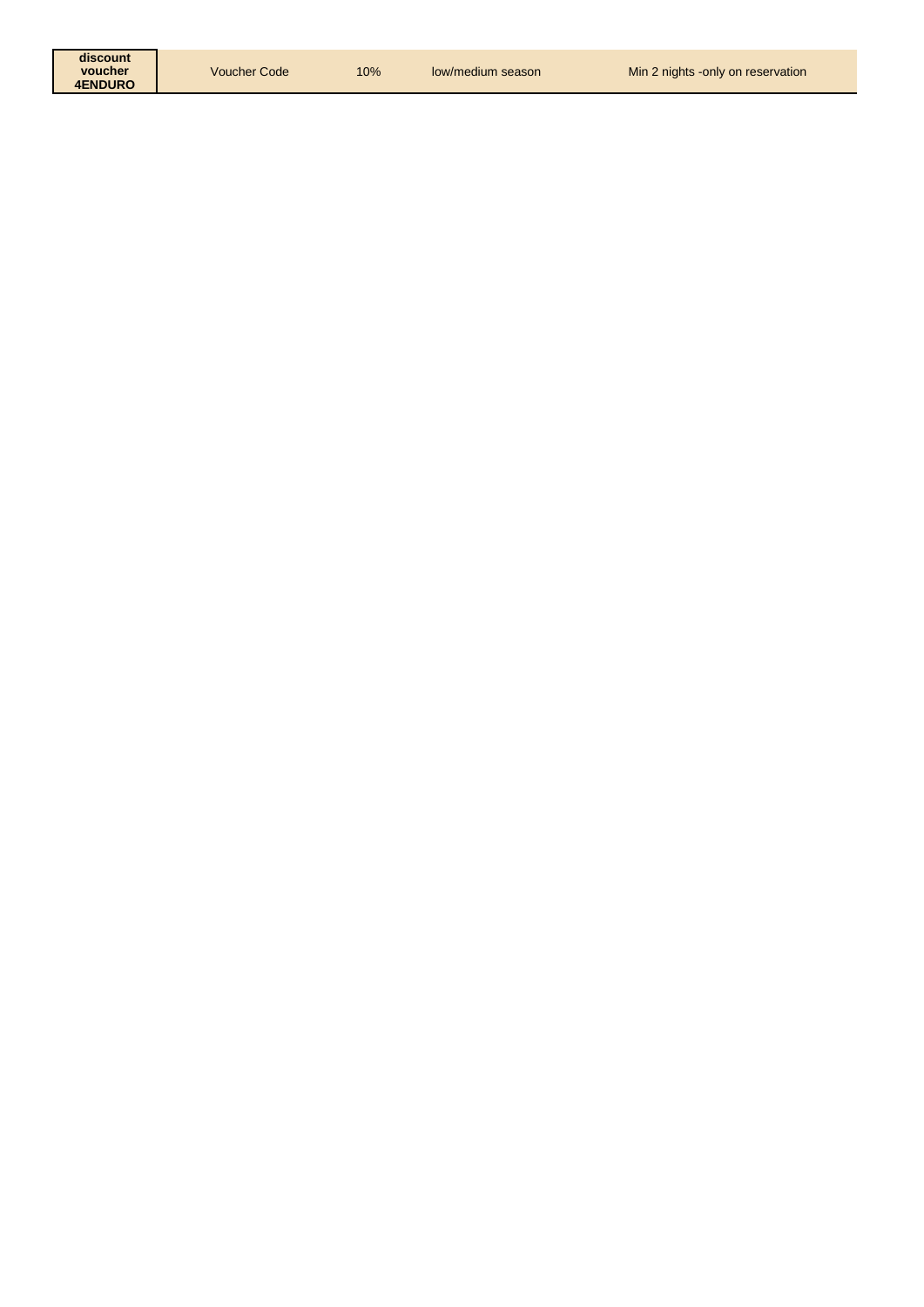| | | | | |
|---|---|---|---|---|
| **discount voucher 4ENDURO** | Voucher Code | 10% | low/medium season | Min 2 nights -only on reservation |